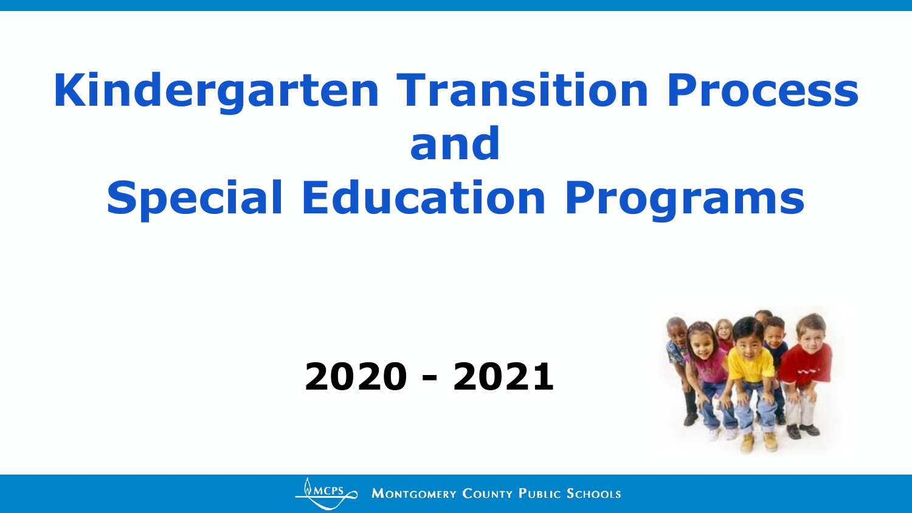# Kindergarten Transition Process and Special Education Programs

## 2020 - 2021

MCPS Montgomery County Public Schools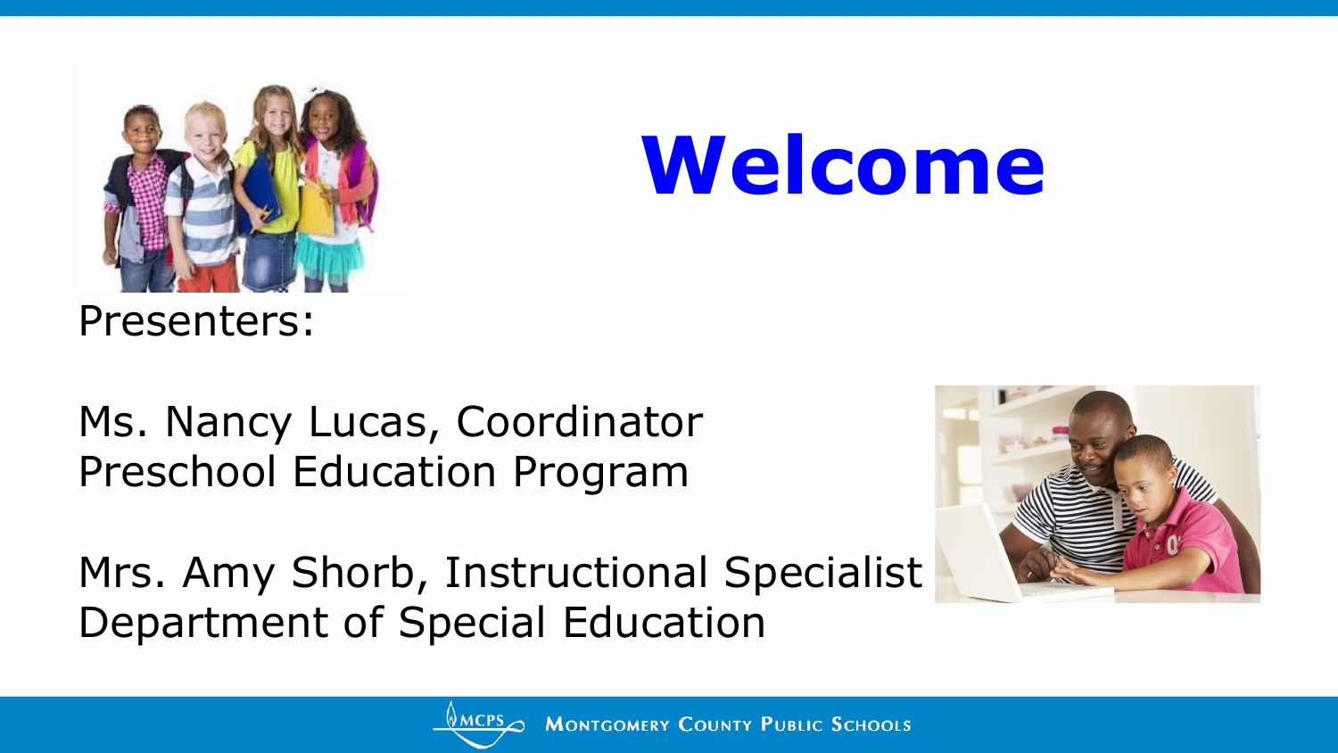# Welcome

Presenters:

Ms. Nancy Lucas, Coordinator
Preschool Education Program

Mrs. Amy Shorb, Instructional Specialist
Department of Special Education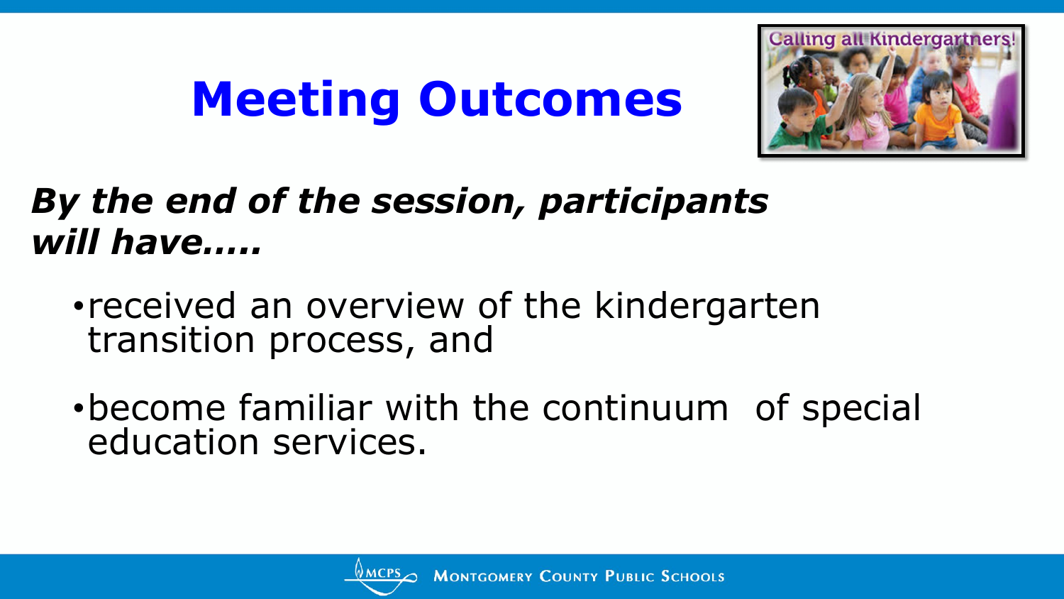# Meeting Outcomes

***By the end of the session, participants will have.....***

- received an overview of the kindergarten transition process, and
- become familiar with the continuum of special education services.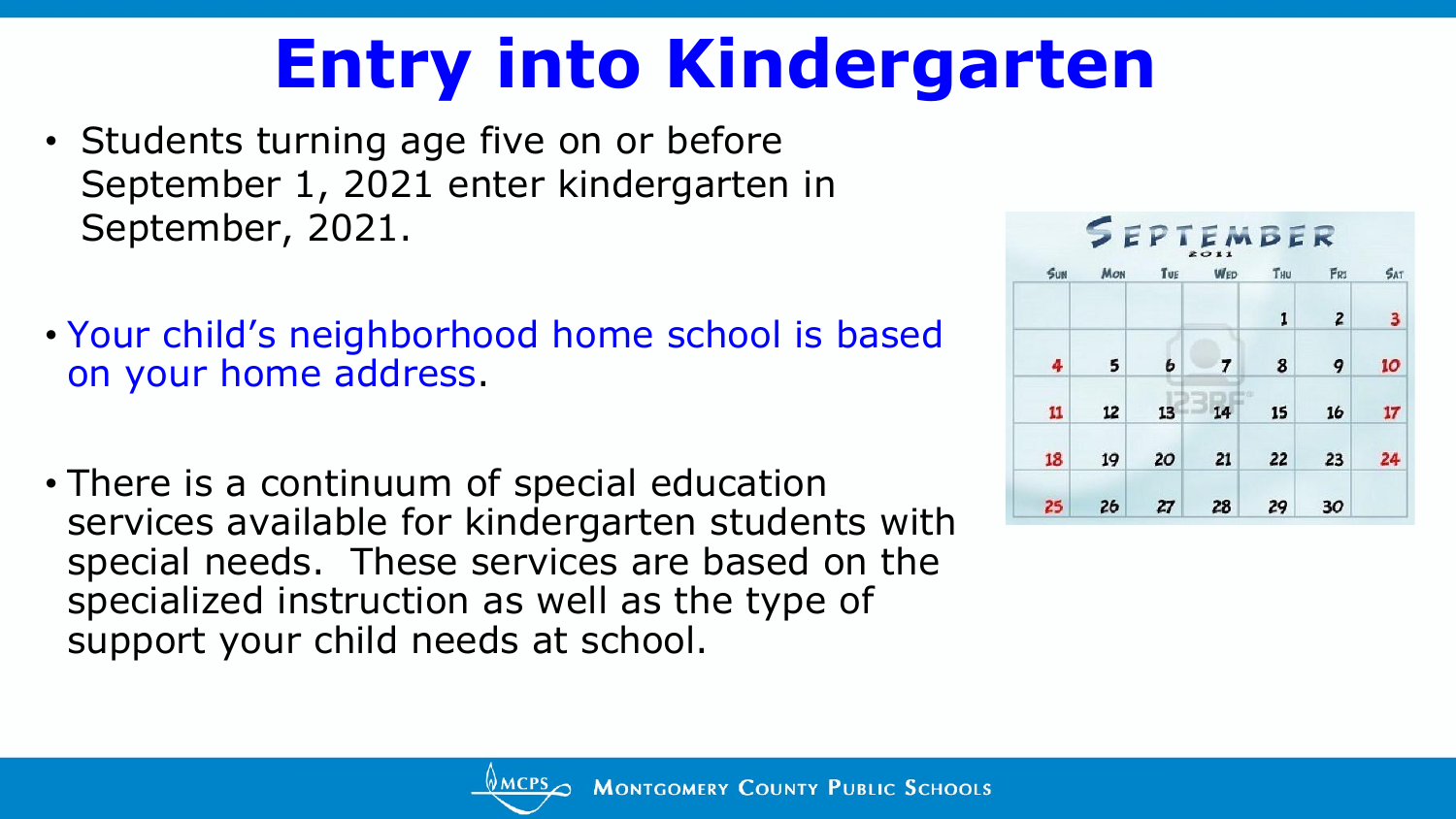# Entry into Kindergarten

- Students turning age five on or before September 1, 2021 enter kindergarten in September, 2021.

- Your child's neighborhood home school is based on your home address.

- There is a continuum of special education services available for kindergarten students with special needs. These services are based on the specialized instruction as well as the type of support your child needs at school.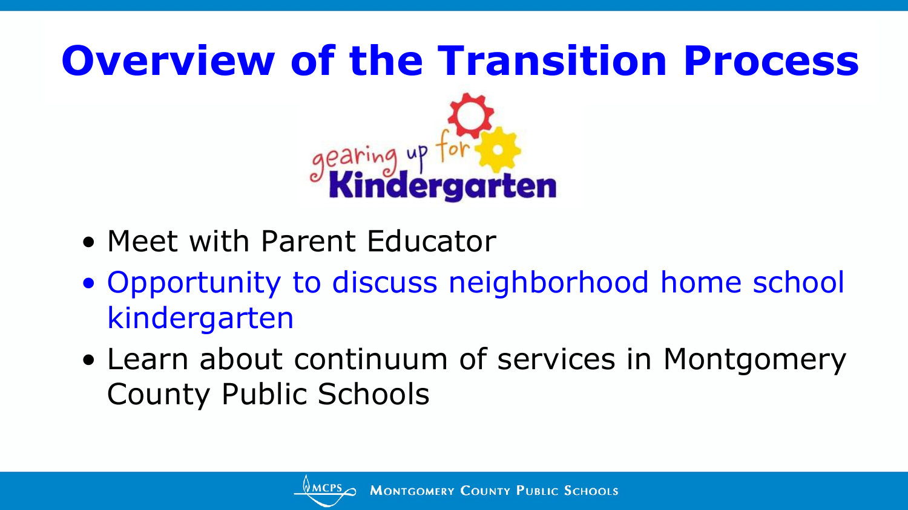# Overview of the Transition Process

gearing up for Kindergarten

- Meet with Parent Educator
- Opportunity to discuss neighborhood home school kindergarten
- Learn about continuum of services in Montgomery County Public Schools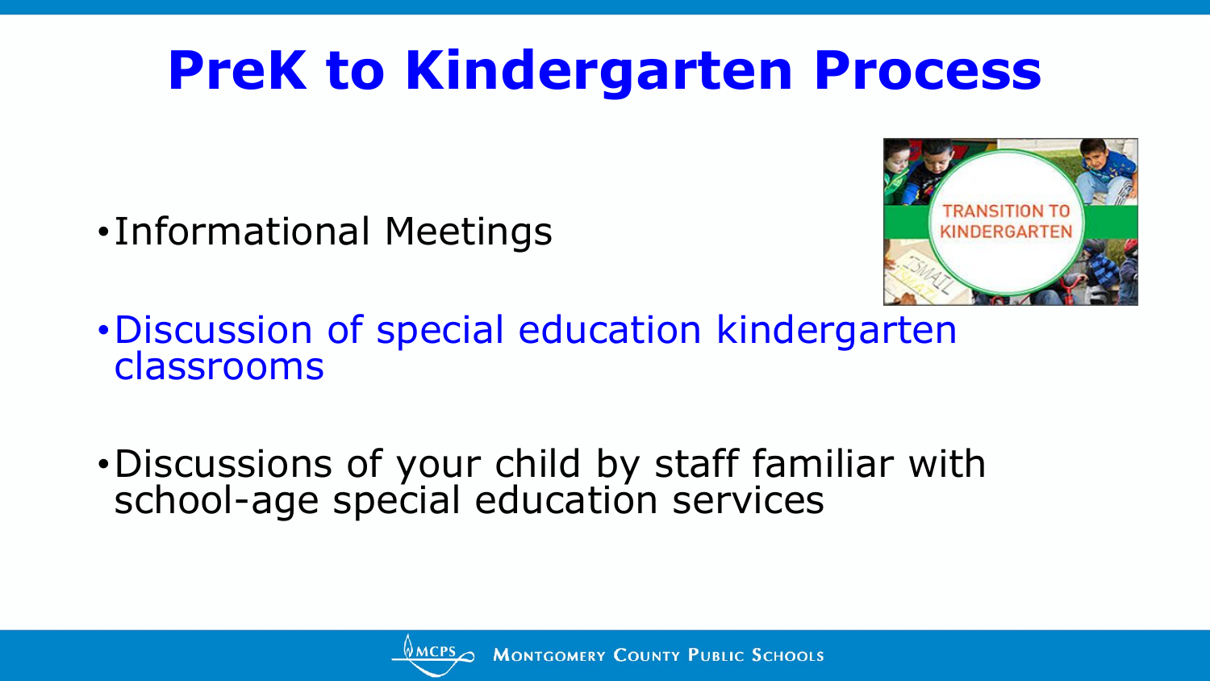# PreK to Kindergarten Process

- Informational Meetings

- Discussion of special education kindergarten classrooms

- Discussions of your child by staff familiar with school-age special education services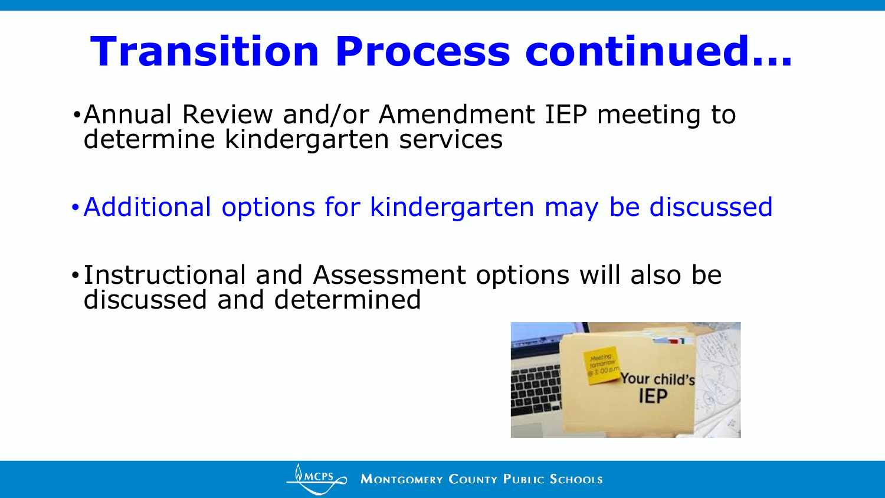# Transition Process continued…

- Annual Review and/or Amendment IEP meeting to determine kindergarten services
- Additional options for kindergarten may be discussed
- Instructional and Assessment options will also be discussed and determined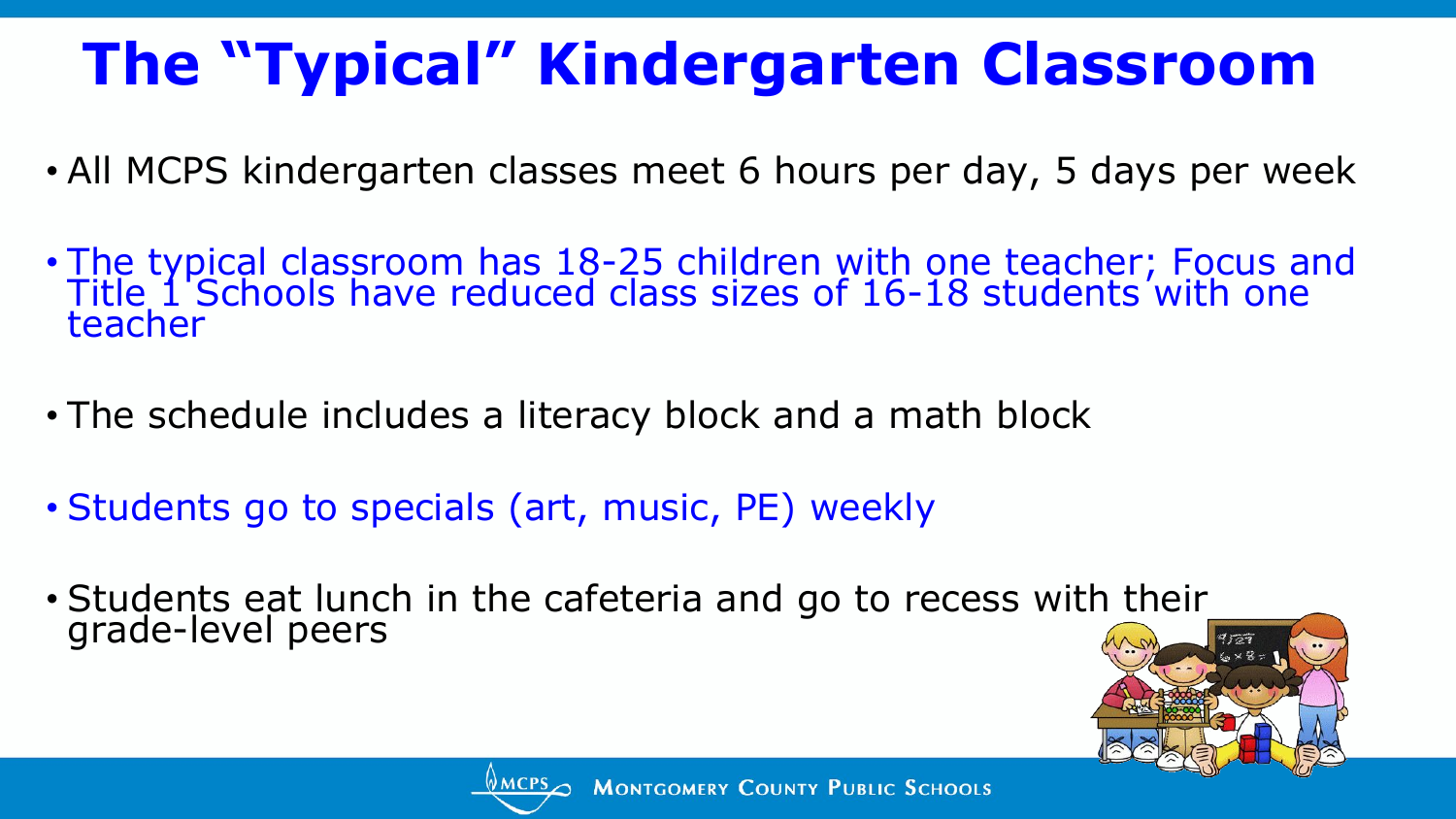# The "Typical" Kindergarten Classroom

- All MCPS kindergarten classes meet 6 hours per day, 5 days per week
- The typical classroom has 18-25 children with one teacher; Focus and Title 1 Schools have reduced class sizes of 16-18 students with one teacher
- The schedule includes a literacy block and a math block
- Students go to specials (art, music, PE) weekly
- Students eat lunch in the cafeteria and go to recess with their grade-level peers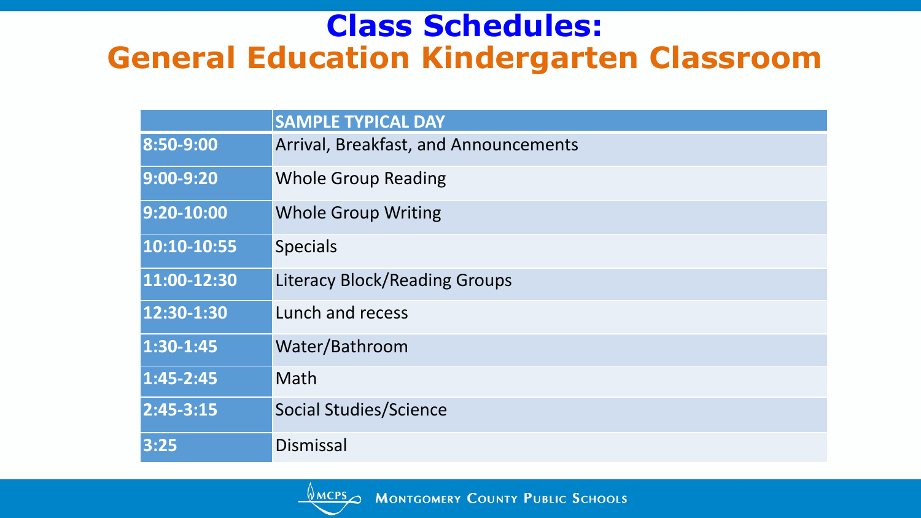# Class Schedules:
## General Education Kindergarten Classroom

| | SAMPLE TYPICAL DAY |
|---|---|
| 8:50-9:00 | Arrival, Breakfast, and Announcements |
| 9:00-9:20 | Whole Group Reading |
| 9:20-10:00 | Whole Group Writing |
| 10:10-10:55 | Specials |
| 11:00-12:30 | Literacy Block/Reading Groups |
| 12:30-1:30 | Lunch and recess |
| 1:30-1:45 | Water/Bathroom |
| 1:45-2:45 | Math |
| 2:45-3:15 | Social Studies/Science |
| 3:25 | Dismissal |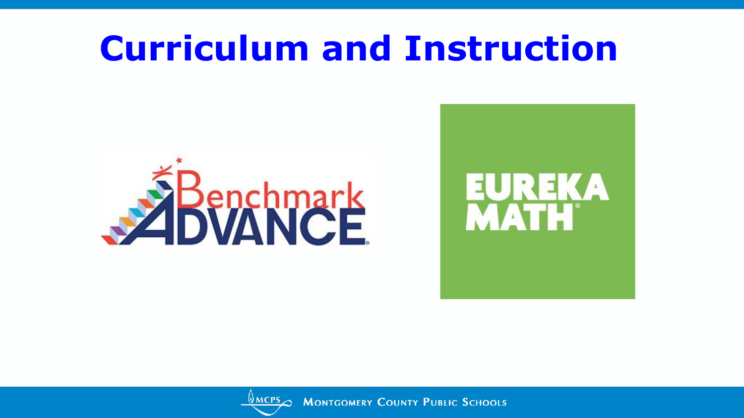# Curriculum and Instruction

Benchmark ADVANCE

EUREKA MATH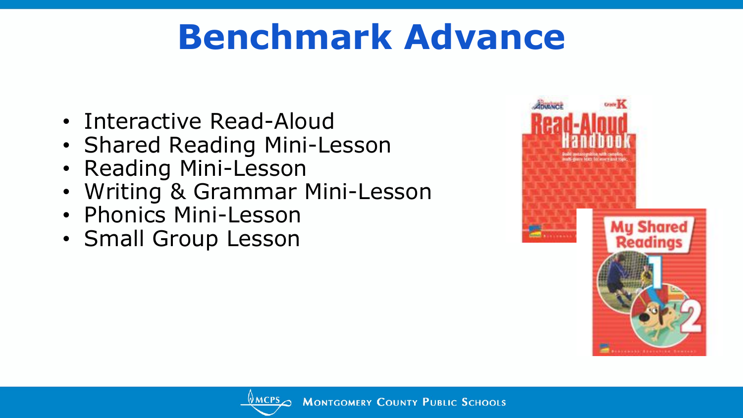# Benchmark Advance

- Interactive Read-Aloud
- Shared Reading Mini-Lesson
- Reading Mini-Lesson
- Writing & Grammar Mini-Lesson
- Phonics Mini-Lesson
- Small Group Lesson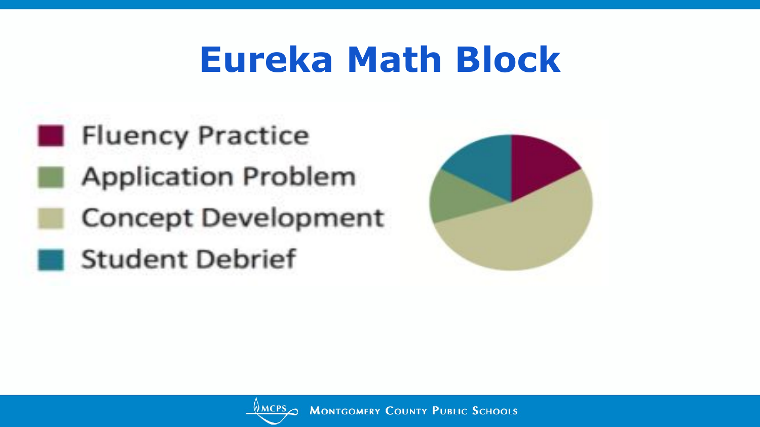# Eureka Math Block

- Fluency Practice
- Application Problem
- Concept Development
- Student Debrief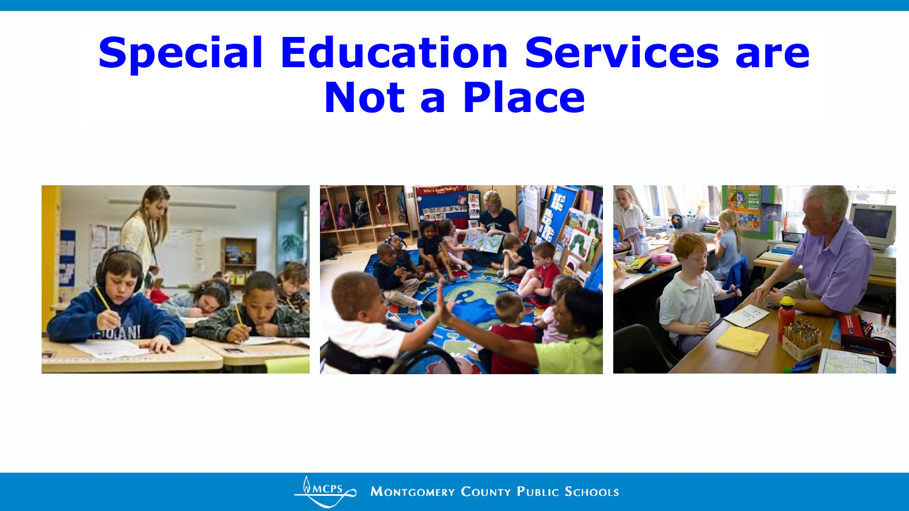# Special Education Services are Not a Place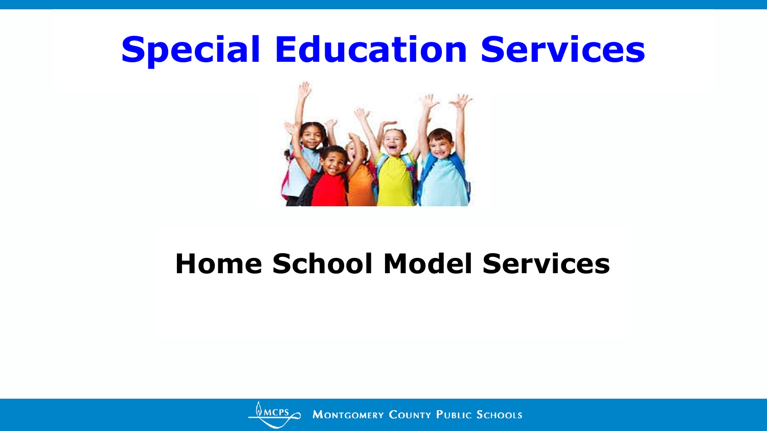# Special Education Services

## Home School Model Services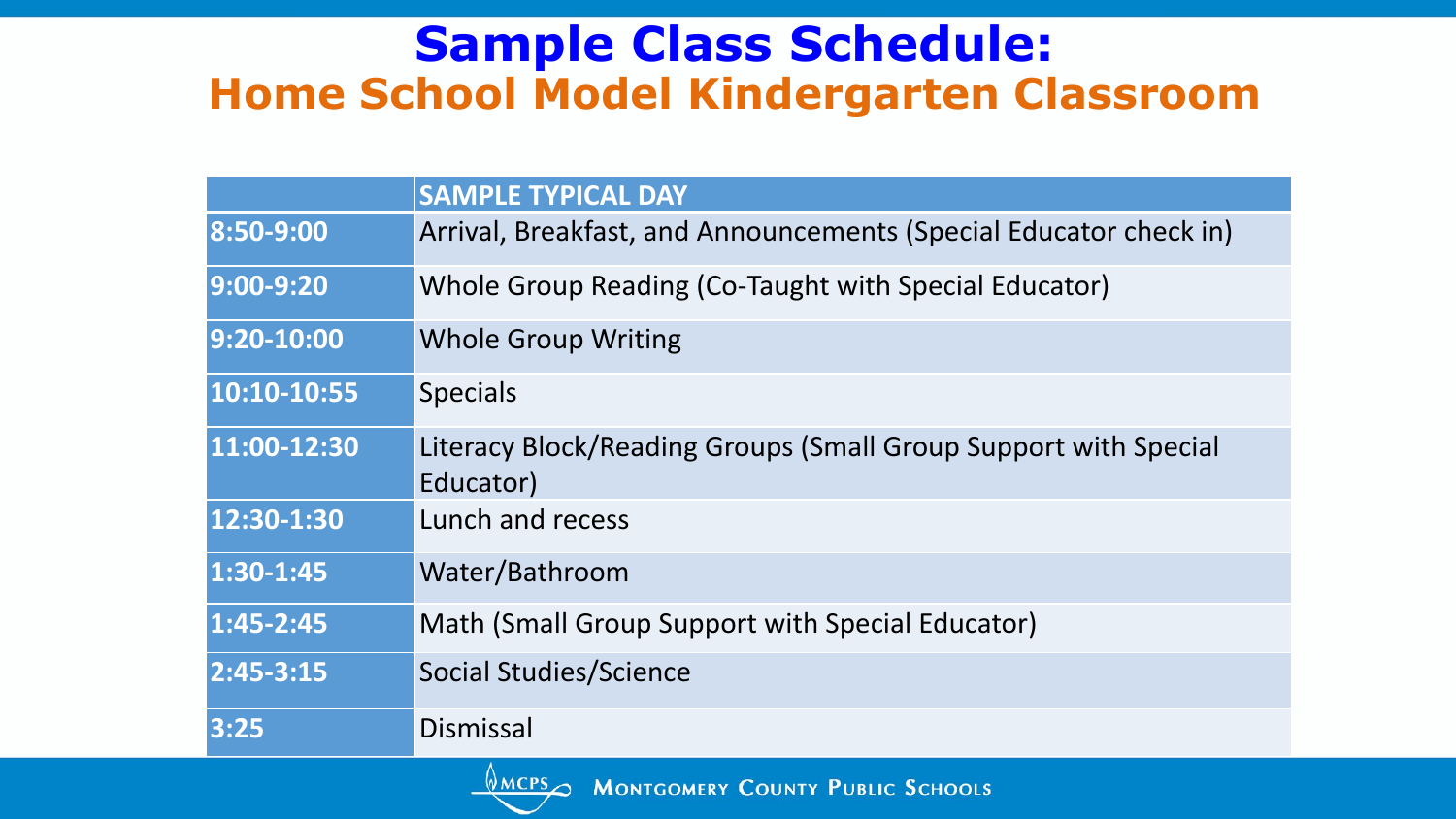# Sample Class Schedule:
## Home School Model Kindergarten Classroom

| | SAMPLE TYPICAL DAY |
|---|---|
| 8:50-9:00 | Arrival, Breakfast, and Announcements (Special Educator check in) |
| 9:00-9:20 | Whole Group Reading (Co-Taught with Special Educator) |
| 9:20-10:00 | Whole Group Writing |
| 10:10-10:55 | Specials |
| 11:00-12:30 | Literacy Block/Reading Groups (Small Group Support with Special Educator) |
| 12:30-1:30 | Lunch and recess |
| 1:30-1:45 | Water/Bathroom |
| 1:45-2:45 | Math (Small Group Support with Special Educator) |
| 2:45-3:15 | Social Studies/Science |
| 3:25 | Dismissal |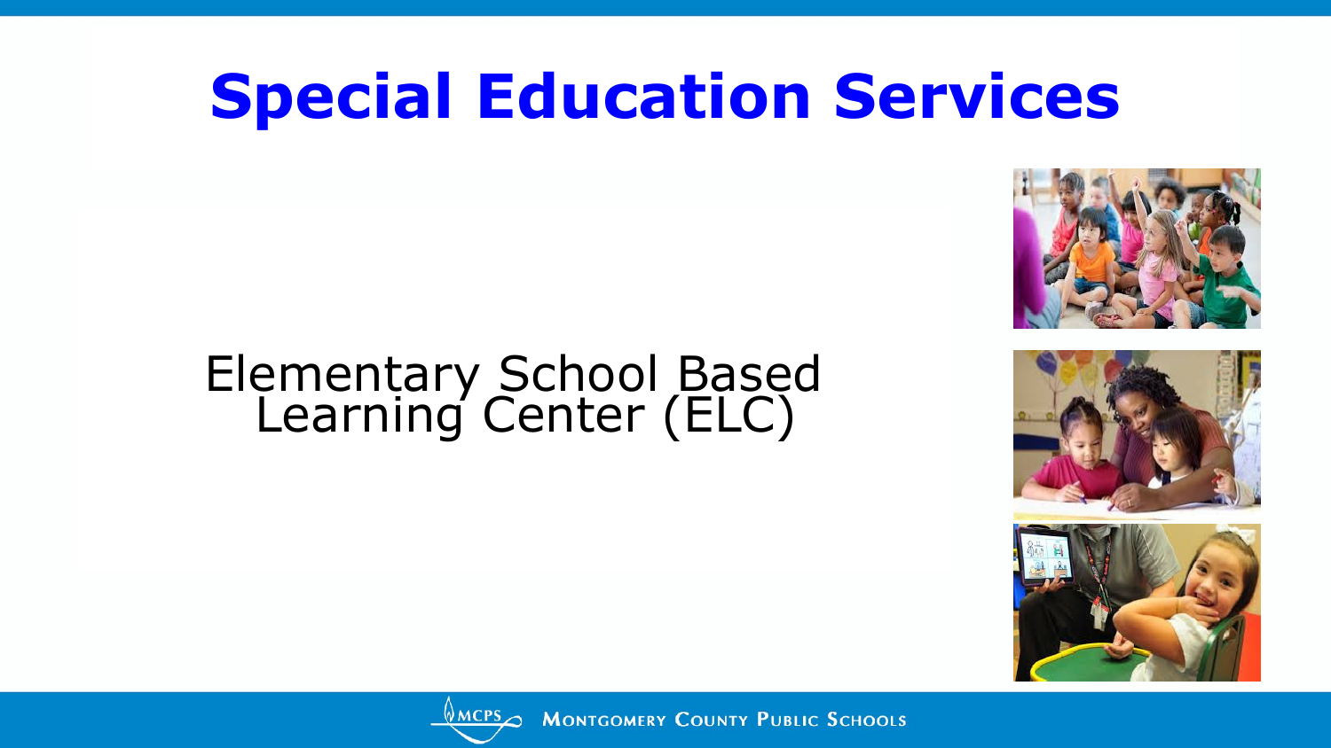# Special Education Services

Elementary School Based Learning Center (ELC)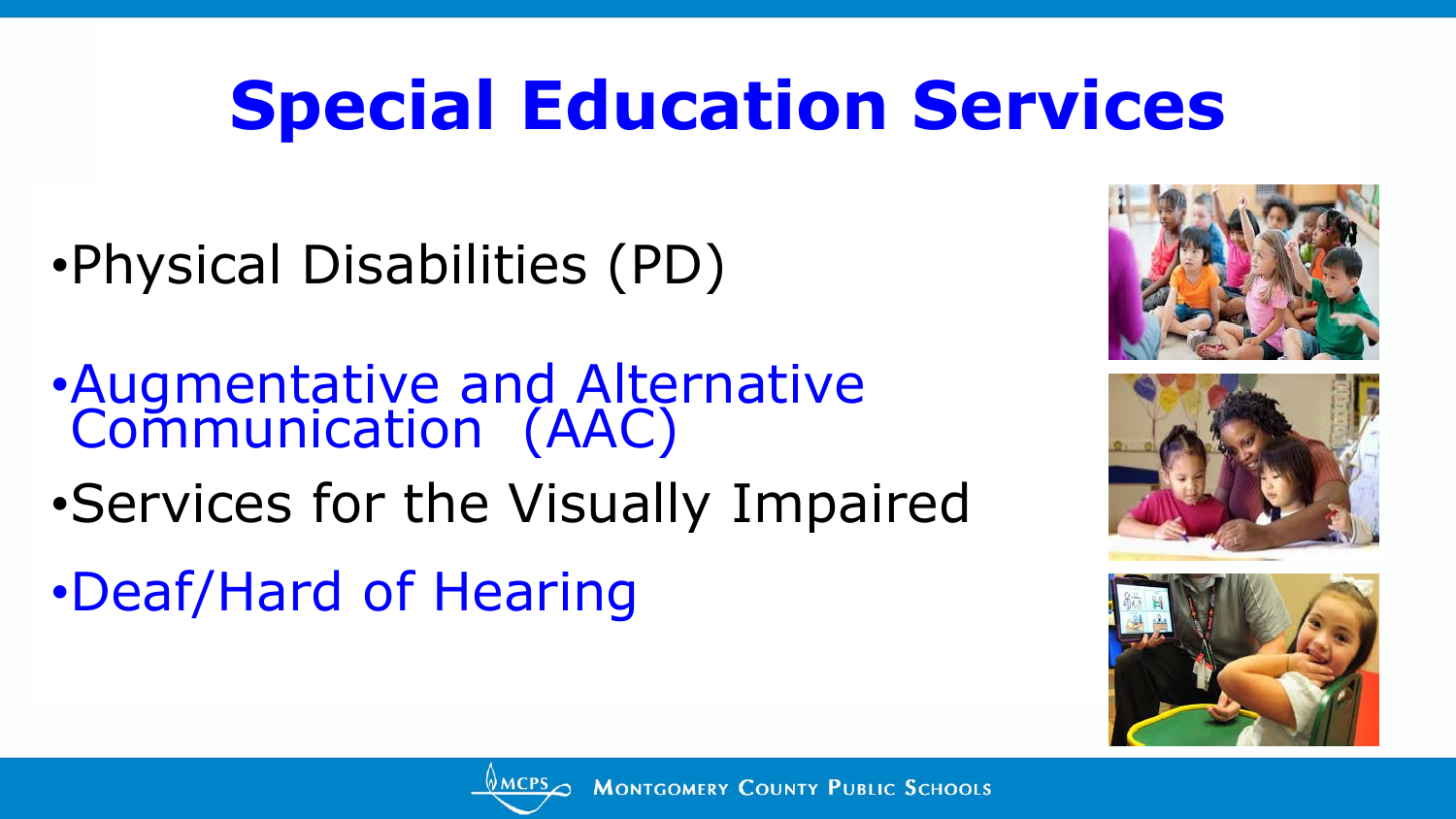# Special Education Services

- Physical Disabilities (PD)
- Augmentative and Alternative Communication (AAC)
- Services for the Visually Impaired
- Deaf/Hard of Hearing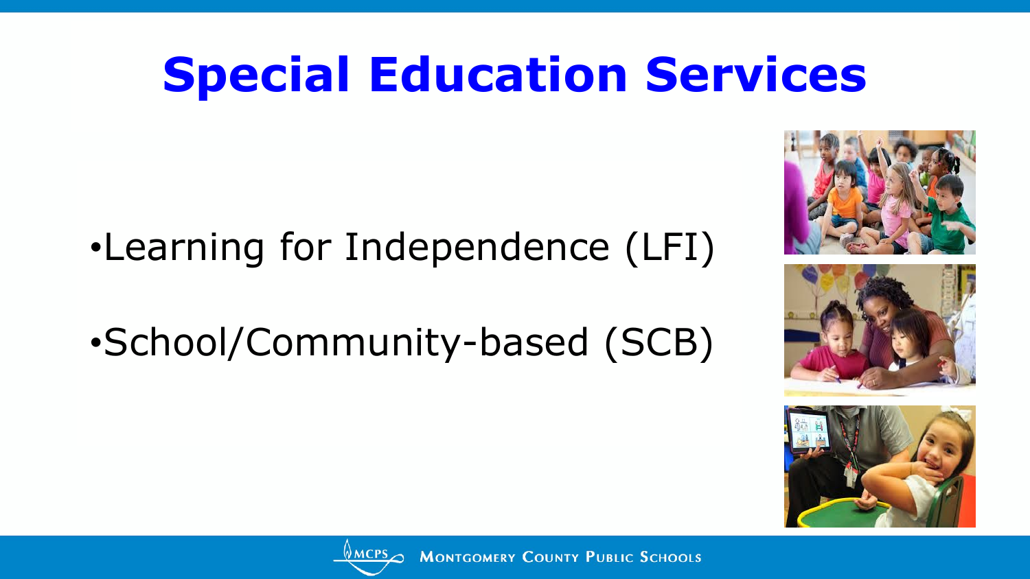# Special Education Services

- Learning for Independence (LFI)
- School/Community-based (SCB)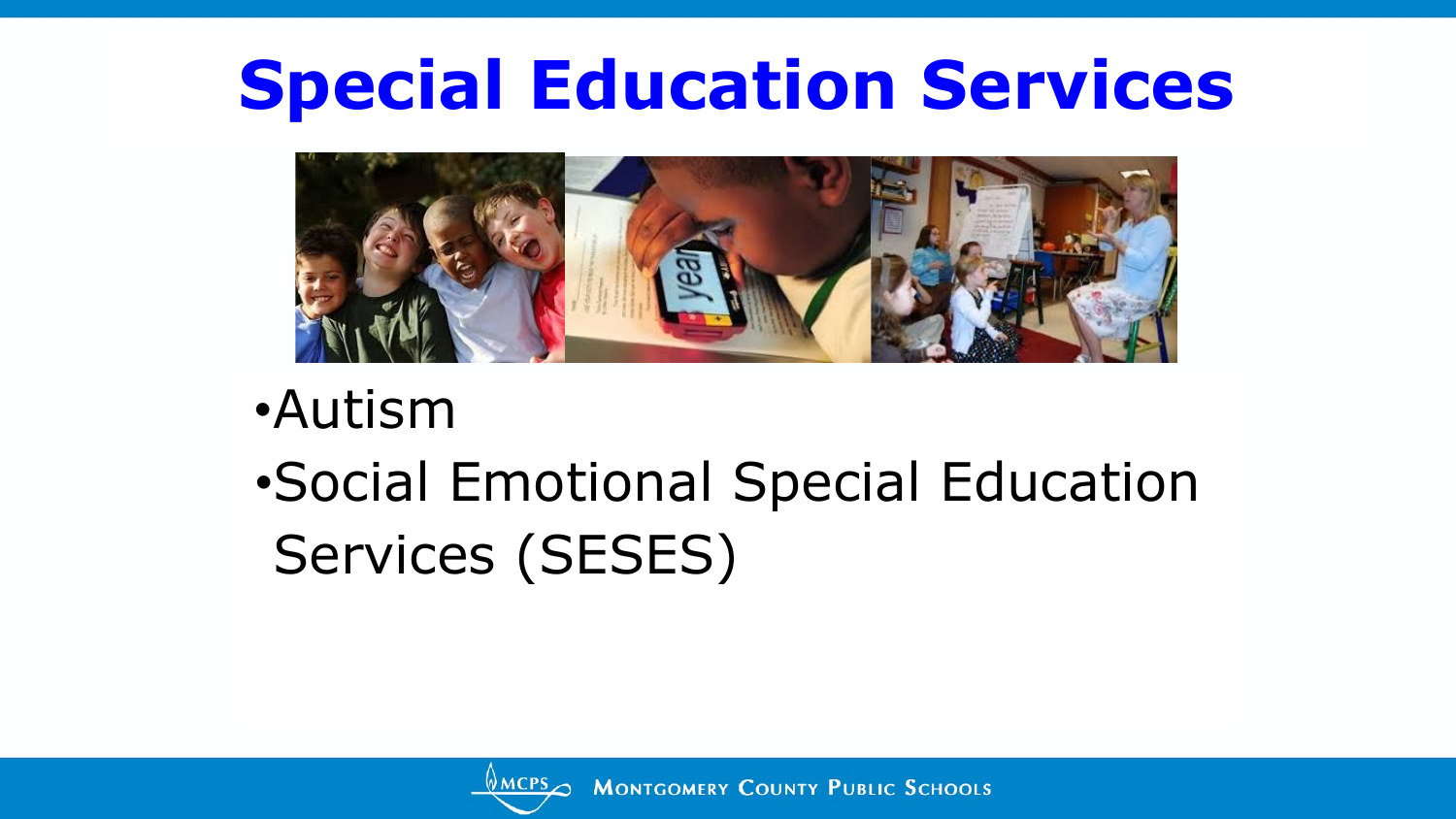# Special Education Services

- Autism
- Social Emotional Special Education Services (SESES)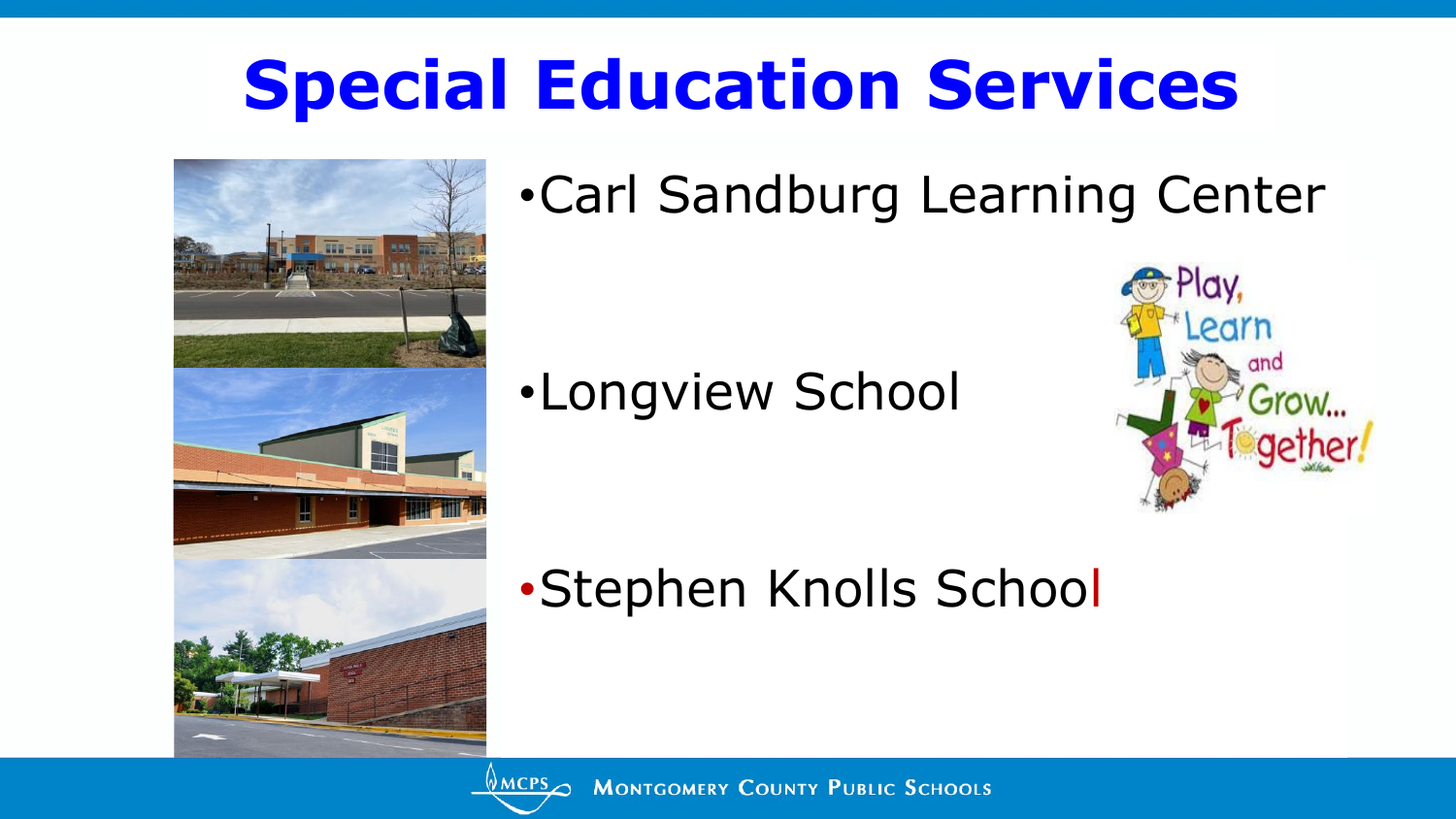# Special Education Services

- Carl Sandburg Learning Center
- Longview School
- Stephen Knolls School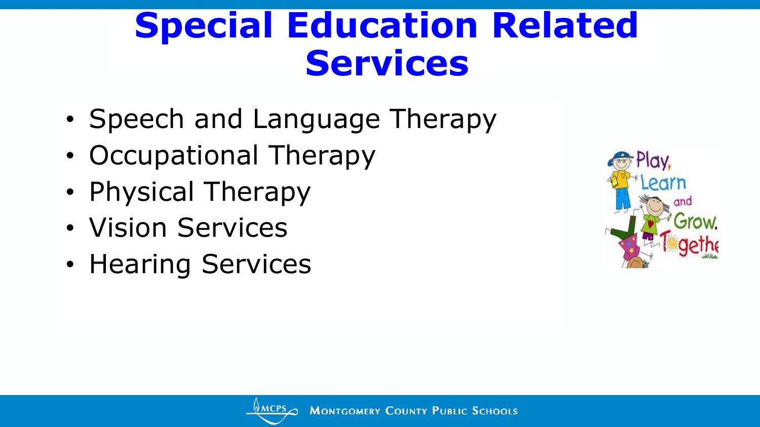# Special Education Related Services

- Speech and Language Therapy
- Occupational Therapy
- Physical Therapy
- Vision Services
- Hearing Services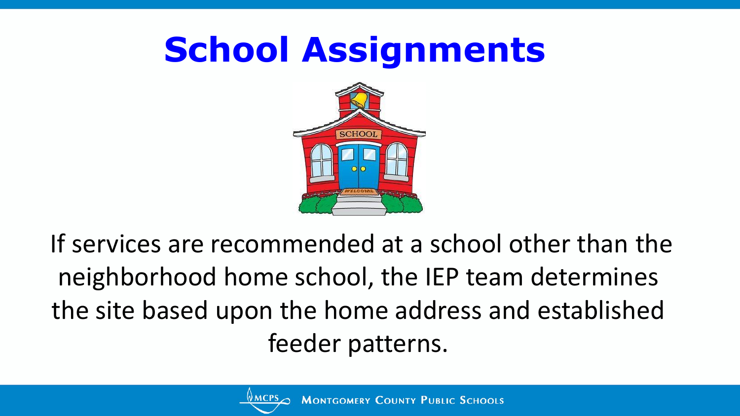# School Assignments

If services are recommended at a school other than the neighborhood home school, the IEP team determines the site based upon the home address and established feeder patterns.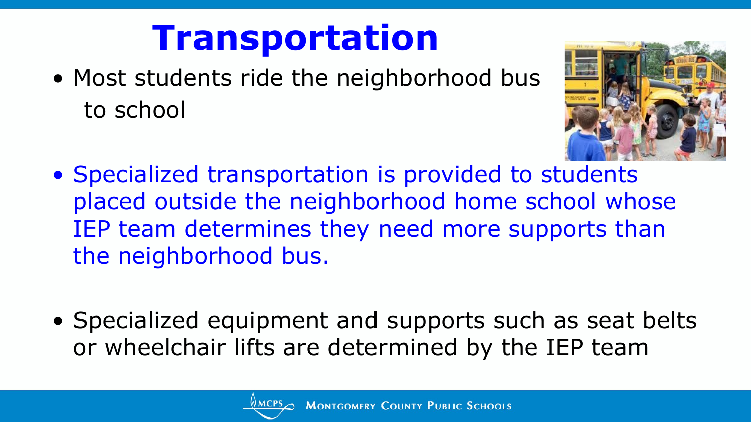# Transportation

- Most students ride the neighborhood bus to school
- Specialized transportation is provided to students placed outside the neighborhood home school whose IEP team determines they need more supports than the neighborhood bus.
- Specialized equipment and supports such as seat belts or wheelchair lifts are determined by the IEP team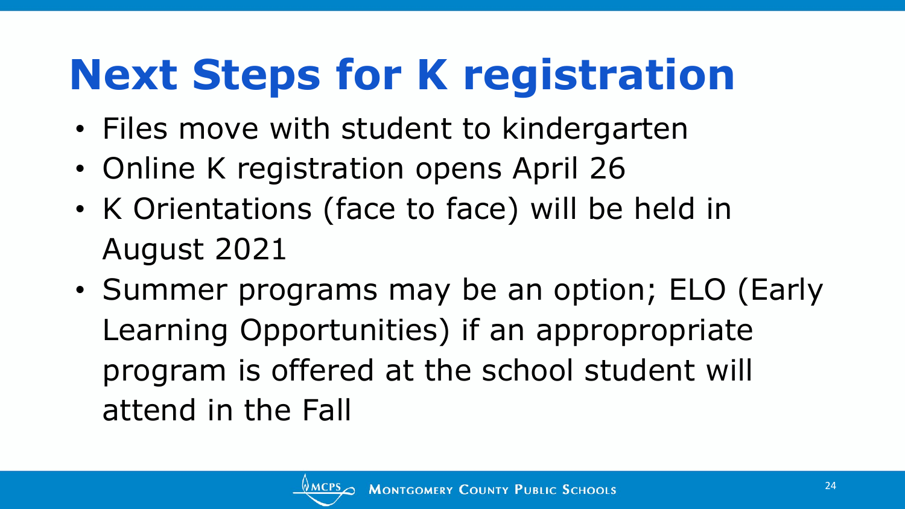# Next Steps for K registration

- Files move with student to kindergarten
- Online K registration opens April 26
- K Orientations (face to face) will be held in August 2021
- Summer programs may be an option; ELO (Early Learning Opportunities) if an appropropriate program is offered at the school student will attend in the Fall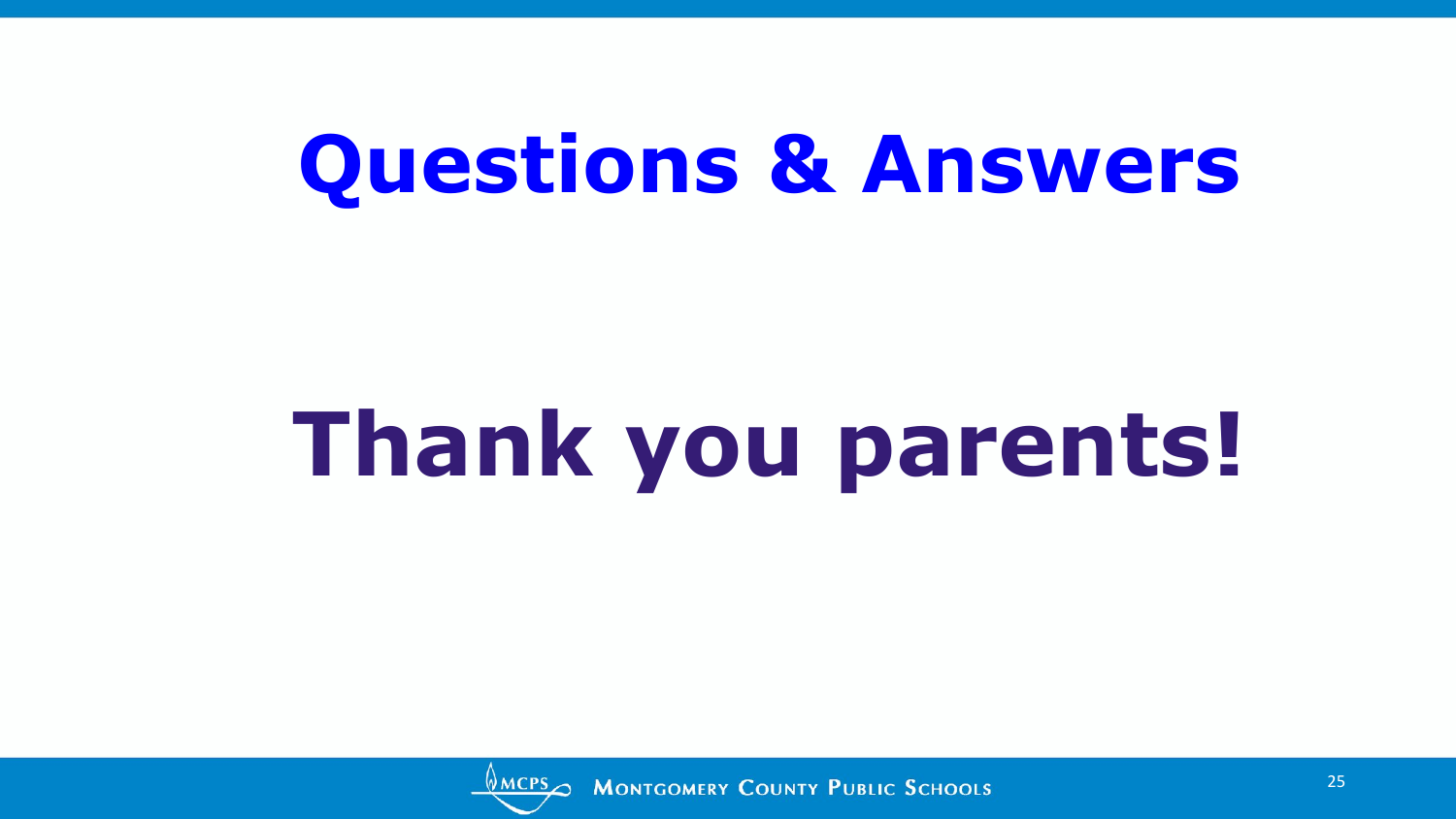# Questions & Answers

# Thank you parents!